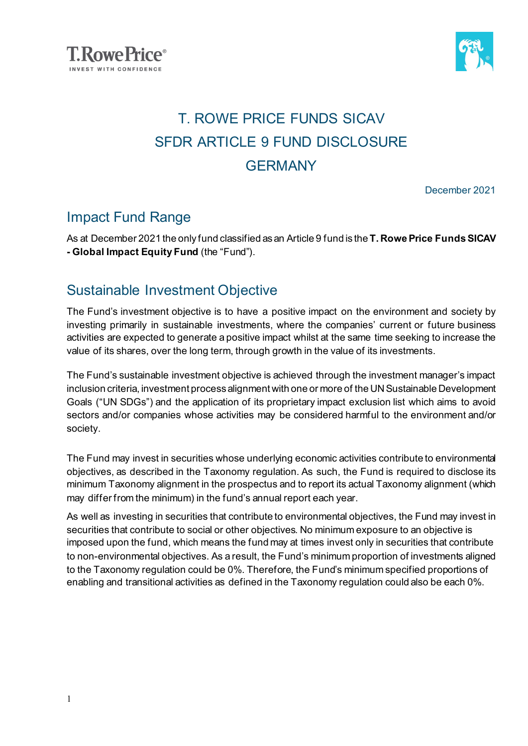# T. ROWE PRICE FUNDS SICAV
# SFDR ARTICLE 9 FUND DISCLOSURE
# GERMANY

December 2021

## Impact Fund Range

As at December 2021 the only fund classified as an Article 9 fund is the **T. Rowe Price Funds SICAV - Global Impact Equity Fund** (the "Fund").

## Sustainable Investment Objective

The Fund's investment objective is to have a positive impact on the environment and society by investing primarily in sustainable investments, where the companies' current or future business activities are expected to generate a positive impact whilst at the same time seeking to increase the value of its shares, over the long term, through growth in the value of its investments.

The Fund's sustainable investment objective is achieved through the investment manager's impact inclusion criteria, investment process alignment with one or more of the UN Sustainable Development Goals ("UN SDGs") and the application of its proprietary impact exclusion list which aims to avoid sectors and/or companies whose activities may be considered harmful to the environment and/or society.

The Fund may invest in securities whose underlying economic activities contribute to environmental objectives, as described in the Taxonomy regulation. As such, the Fund is required to disclose its minimum Taxonomy alignment in the prospectus and to report its actual Taxonomy alignment (which may differ from the minimum) in the fund's annual report each year.

As well as investing in securities that contribute to environmental objectives, the Fund may invest in securities that contribute to social or other objectives. No minimum exposure to an objective is imposed upon the fund, which means the fund may at times invest only in securities that contribute to non-environmental objectives. As a result, the Fund's minimum proportion of investments aligned to the Taxonomy regulation could be 0%. Therefore, the Fund's minimum specified proportions of enabling and transitional activities as defined in the Taxonomy regulation could also be each 0%.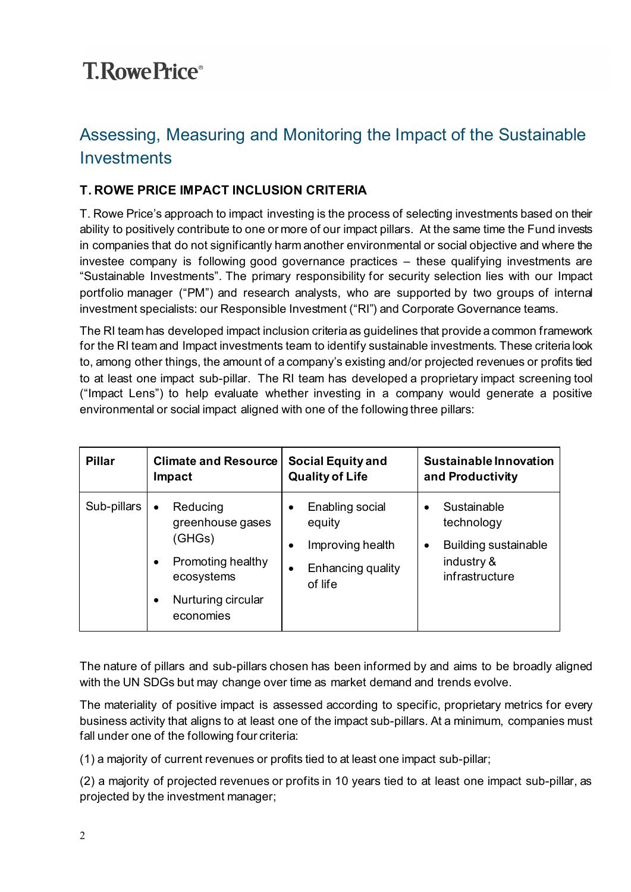## Assessing, Measuring and Monitoring the Impact of the Sustainable Investments

### T. ROWE PRICE IMPACT INCLUSION CRITERIA

T. Rowe Price's approach to impact investing is the process of selecting investments based on their ability to positively contribute to one or more of our impact pillars. At the same time the Fund invests in companies that do not significantly harm another environmental or social objective and where the investee company is following good governance practices – these qualifying investments are "Sustainable Investments". The primary responsibility for security selection lies with our Impact portfolio manager ("PM") and research analysts, who are supported by two groups of internal investment specialists: our Responsible Investment ("RI") and Corporate Governance teams.

The RI team has developed impact inclusion criteria as guidelines that provide a common framework for the RI team and Impact investments team to identify sustainable investments. These criteria look to, among other things, the amount of a company's existing and/or projected revenues or profits tied to at least one impact sub-pillar. The RI team has developed a proprietary impact screening tool ("Impact Lens") to help evaluate whether investing in a company would generate a positive environmental or social impact aligned with one of the following three pillars:

| Pillar | Climate and Resource Impact | Social Equity and Quality of Life | Sustainable Innovation and Productivity |
|---|---|---|---|
| Sub-pillars | • Reducing greenhouse gases (GHGs)<br>• Promoting healthy ecosystems<br>• Nurturing circular economies | • Enabling social equity<br>• Improving health<br>• Enhancing quality of life | • Sustainable technology<br>• Building sustainable industry & infrastructure |

The nature of pillars and sub-pillars chosen has been informed by and aims to be broadly aligned with the UN SDGs but may change over time as market demand and trends evolve.

The materiality of positive impact is assessed according to specific, proprietary metrics for every business activity that aligns to at least one of the impact sub-pillars. At a minimum, companies must fall under one of the following four criteria:

(1) a majority of current revenues or profits tied to at least one impact sub-pillar;

(2) a majority of projected revenues or profits in 10 years tied to at least one impact sub-pillar, as projected by the investment manager;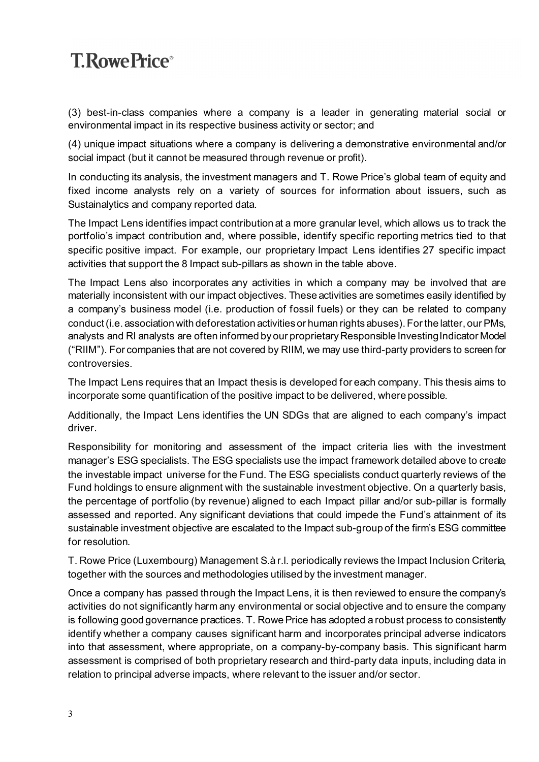(3) best-in-class companies where a company is a leader in generating material social or environmental impact in its respective business activity or sector; and

(4) unique impact situations where a company is delivering a demonstrative environmental and/or social impact (but it cannot be measured through revenue or profit).

In conducting its analysis, the investment managers and T. Rowe Price's global team of equity and fixed income analysts rely on a variety of sources for information about issuers, such as Sustainalytics and company reported data.

The Impact Lens identifies impact contribution at a more granular level, which allows us to track the portfolio's impact contribution and, where possible, identify specific reporting metrics tied to that specific positive impact. For example, our proprietary Impact Lens identifies 27 specific impact activities that support the 8 Impact sub-pillars as shown in the table above.

The Impact Lens also incorporates any activities in which a company may be involved that are materially inconsistent with our impact objectives. These activities are sometimes easily identified by a company's business model (i.e. production of fossil fuels) or they can be related to company conduct (i.e. association with deforestation activities or human rights abuses). For the latter, our PMs, analysts and RI analysts are often informed by our proprietary Responsible Investing Indicator Model ("RIIM"). For companies that are not covered by RIIM, we may use third-party providers to screen for controversies.

The Impact Lens requires that an Impact thesis is developed for each company. This thesis aims to incorporate some quantification of the positive impact to be delivered, where possible.

Additionally, the Impact Lens identifies the UN SDGs that are aligned to each company's impact driver.

Responsibility for monitoring and assessment of the impact criteria lies with the investment manager's ESG specialists. The ESG specialists use the impact framework detailed above to create the investable impact universe for the Fund. The ESG specialists conduct quarterly reviews of the Fund holdings to ensure alignment with the sustainable investment objective. On a quarterly basis, the percentage of portfolio (by revenue) aligned to each Impact pillar and/or sub-pillar is formally assessed and reported. Any significant deviations that could impede the Fund's attainment of its sustainable investment objective are escalated to the Impact sub-group of the firm's ESG committee for resolution.

T. Rowe Price (Luxembourg) Management S.à r.l. periodically reviews the Impact Inclusion Criteria, together with the sources and methodologies utilised by the investment manager.

Once a company has passed through the Impact Lens, it is then reviewed to ensure the company's activities do not significantly harm any environmental or social objective and to ensure the company is following good governance practices. T. Rowe Price has adopted a robust process to consistently identify whether a company causes significant harm and incorporates principal adverse indicators into that assessment, where appropriate, on a company-by-company basis. This significant harm assessment is comprised of both proprietary research and third-party data inputs, including data in relation to principal adverse impacts, where relevant to the issuer and/or sector.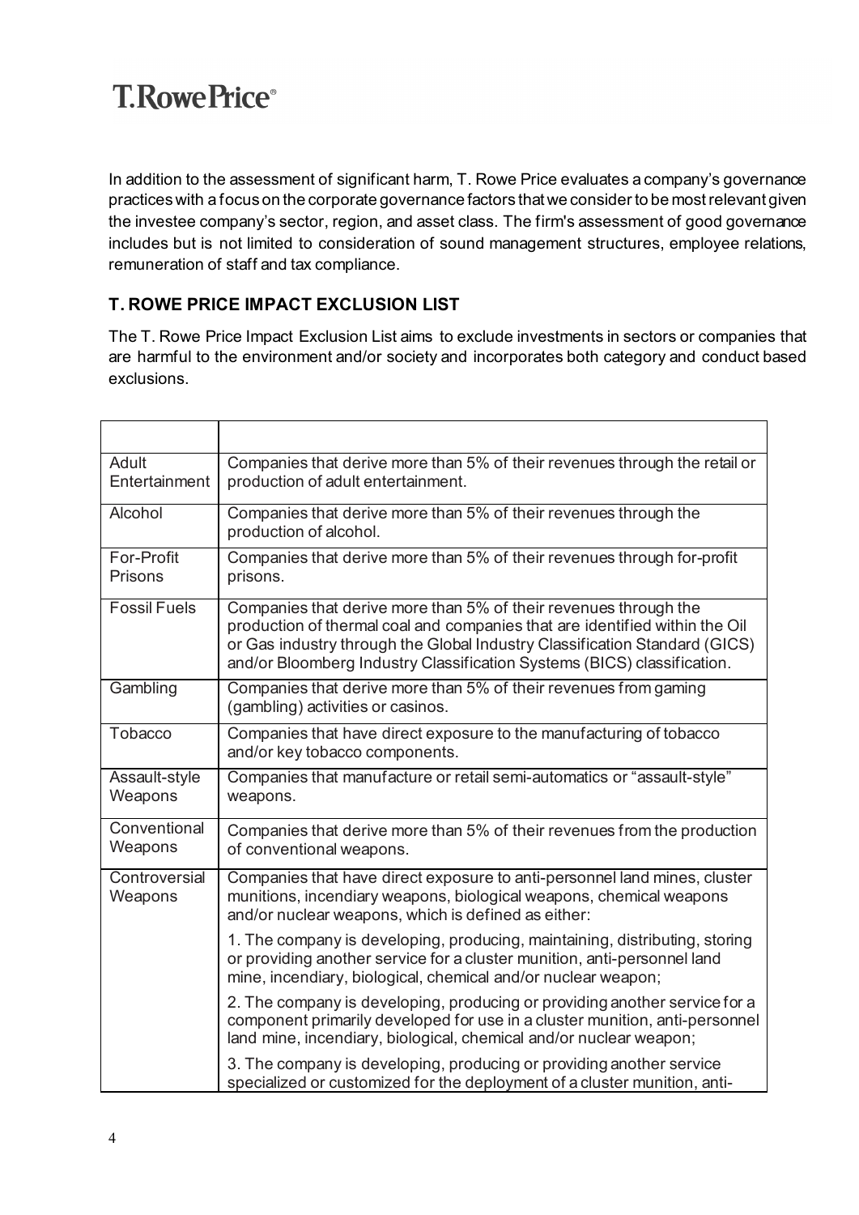In addition to the assessment of significant harm, T. Rowe Price evaluates a company's governance practices with a focus on the corporate governance factors that we consider to be most relevant given the investee company's sector, region, and asset class. The firm's assessment of good governance includes but is not limited to consideration of sound management structures, employee relations, remuneration of staff and tax compliance.

## T. ROWE PRICE IMPACT EXCLUSION LIST

The T. Rowe Price Impact Exclusion List aims to exclude investments in sectors or companies that are harmful to the environment and/or society and incorporates both category and conduct based exclusions.

| | |
|---|---|
| Adult Entertainment | Companies that derive more than 5% of their revenues through the retail or production of adult entertainment. |
| Alcohol | Companies that derive more than 5% of their revenues through the production of alcohol. |
| For-Profit Prisons | Companies that derive more than 5% of their revenues through for-profit prisons. |
| Fossil Fuels | Companies that derive more than 5% of their revenues through the production of thermal coal and companies that are identified within the Oil or Gas industry through the Global Industry Classification Standard (GICS) and/or Bloomberg Industry Classification Systems (BICS) classification. |
| Gambling | Companies that derive more than 5% of their revenues from gaming (gambling) activities or casinos. |
| Tobacco | Companies that have direct exposure to the manufacturing of tobacco and/or key tobacco components. |
| Assault-style Weapons | Companies that manufacture or retail semi-automatics or "assault-style" weapons. |
| Conventional Weapons | Companies that derive more than 5% of their revenues from the production of conventional weapons. |
| Controversial Weapons | Companies that have direct exposure to anti-personnel land mines, cluster munitions, incendiary weapons, biological weapons, chemical weapons and/or nuclear weapons, which is defined as either:<br><br>1. The company is developing, producing, maintaining, distributing, storing or providing another service for a cluster munition, anti-personnel land mine, incendiary, biological, chemical and/or nuclear weapon;<br><br>2. The company is developing, producing or providing another service for a component primarily developed for use in a cluster munition, anti-personnel land mine, incendiary, biological, chemical and/or nuclear weapon;<br><br>3. The company is developing, producing or providing another service specialized or customized for the deployment of a cluster munition, anti- |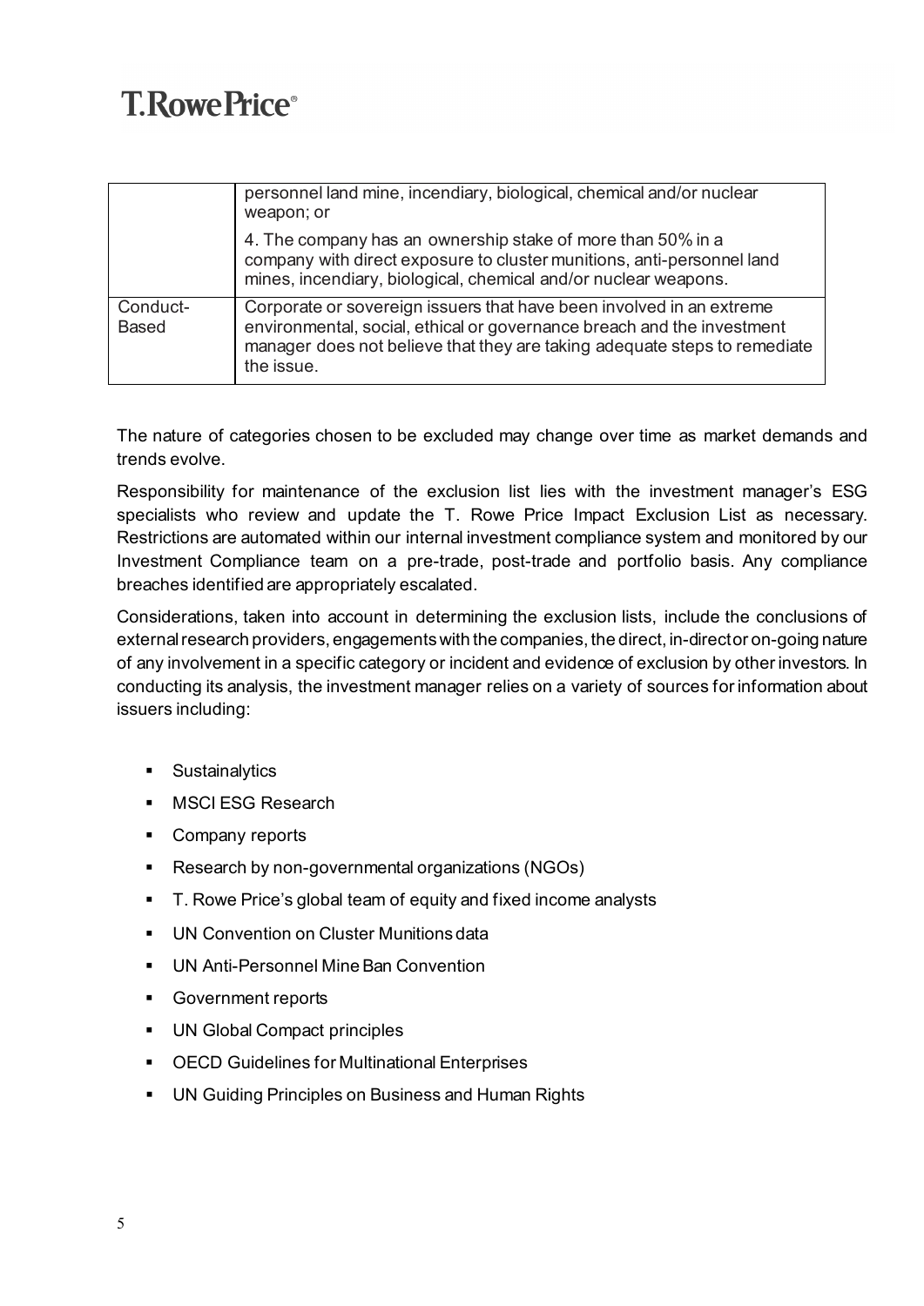| | |
|---|---|
| | personnel land mine, incendiary, biological, chemical and/or nuclear weapon; or<br><br>4. The company has an ownership stake of more than 50% in a company with direct exposure to cluster munitions, anti-personnel land mines, incendiary, biological, chemical and/or nuclear weapons. |
| Conduct-Based | Corporate or sovereign issuers that have been involved in an extreme environmental, social, ethical or governance breach and the investment manager does not believe that they are taking adequate steps to remediate the issue. |

The nature of categories chosen to be excluded may change over time as market demands and trends evolve.

Responsibility for maintenance of the exclusion list lies with the investment manager's ESG specialists who review and update the T. Rowe Price Impact Exclusion List as necessary. Restrictions are automated within our internal investment compliance system and monitored by our Investment Compliance team on a pre-trade, post-trade and portfolio basis. Any compliance breaches identified are appropriately escalated.

Considerations, taken into account in determining the exclusion lists, include the conclusions of external research providers, engagements with the companies, the direct, in-direct or on-going nature of any involvement in a specific category or incident and evidence of exclusion by other investors. In conducting its analysis, the investment manager relies on a variety of sources for information about issuers including:

- Sustainalytics
- MSCI ESG Research
- Company reports
- Research by non-governmental organizations (NGOs)
- T. Rowe Price's global team of equity and fixed income analysts
- UN Convention on Cluster Munitions data
- UN Anti-Personnel Mine Ban Convention
- Government reports
- UN Global Compact principles
- OECD Guidelines for Multinational Enterprises
- UN Guiding Principles on Business and Human Rights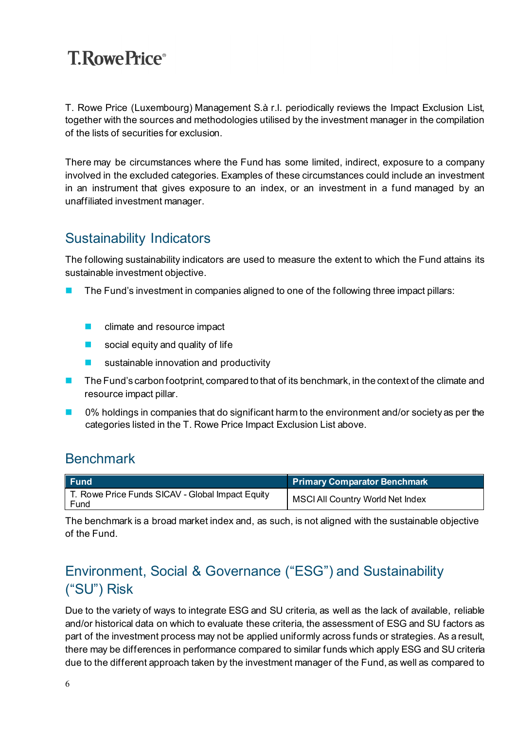T. Rowe Price (Luxembourg) Management S.à r.l. periodically reviews the Impact Exclusion List, together with the sources and methodologies utilised by the investment manager in the compilation of the lists of securities for exclusion.

There may be circumstances where the Fund has some limited, indirect, exposure to a company involved in the excluded categories. Examples of these circumstances could include an investment in an instrument that gives exposure to an index, or an investment in a fund managed by an unaffiliated investment manager.

## Sustainability Indicators

The following sustainability indicators are used to measure the extent to which the Fund attains its sustainable investment objective.

- The Fund's investment in companies aligned to one of the following three impact pillars:
  - climate and resource impact
  - social equity and quality of life
  - sustainable innovation and productivity
- The Fund's carbon footprint, compared to that of its benchmark, in the context of the climate and resource impact pillar.
- 0% holdings in companies that do significant harm to the environment and/or society as per the categories listed in the T. Rowe Price Impact Exclusion List above.

## Benchmark

| Fund | Primary Comparator Benchmark |
|---|---|
| T. Rowe Price Funds SICAV - Global Impact Equity Fund | MSCI All Country World Net Index |

The benchmark is a broad market index and, as such, is not aligned with the sustainable objective of the Fund.

## Environment, Social & Governance ("ESG") and Sustainability ("SU") Risk

Due to the variety of ways to integrate ESG and SU criteria, as well as the lack of available, reliable and/or historical data on which to evaluate these criteria, the assessment of ESG and SU factors as part of the investment process may not be applied uniformly across funds or strategies. As a result, there may be differences in performance compared to similar funds which apply ESG and SU criteria due to the different approach taken by the investment manager of the Fund, as well as compared to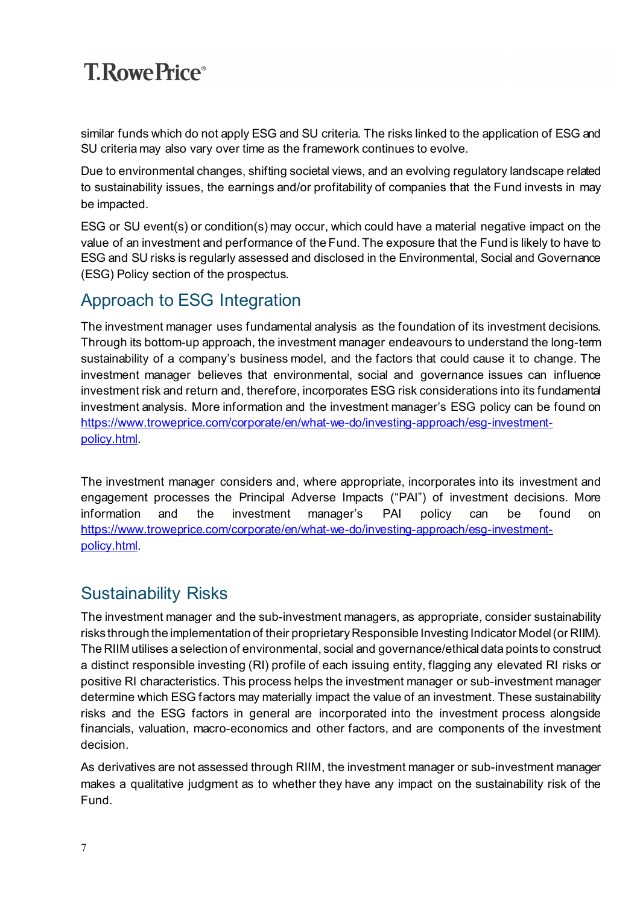similar funds which do not apply ESG and SU criteria. The risks linked to the application of ESG and SU criteria may also vary over time as the framework continues to evolve.

Due to environmental changes, shifting societal views, and an evolving regulatory landscape related to sustainability issues, the earnings and/or profitability of companies that the Fund invests in may be impacted.

ESG or SU event(s) or condition(s) may occur, which could have a material negative impact on the value of an investment and performance of the Fund. The exposure that the Fund is likely to have to ESG and SU risks is regularly assessed and disclosed in the Environmental, Social and Governance (ESG) Policy section of the prospectus.

## Approach to ESG Integration

The investment manager uses fundamental analysis as the foundation of its investment decisions. Through its bottom-up approach, the investment manager endeavours to understand the long-term sustainability of a company's business model, and the factors that could cause it to change. The investment manager believes that environmental, social and governance issues can influence investment risk and return and, therefore, incorporates ESG risk considerations into its fundamental investment analysis. More information and the investment manager's ESG policy can be found on [https://www.troweprice.com/corporate/en/what-we-do/investing-approach/esg-investment-policy.html](https://www.troweprice.com/corporate/en/what-we-do/investing-approach/esg-investment-policy.html).

The investment manager considers and, where appropriate, incorporates into its investment and engagement processes the Principal Adverse Impacts ("PAI") of investment decisions. More information and the investment manager's PAI policy can be found on [https://www.troweprice.com/corporate/en/what-we-do/investing-approach/esg-investment-policy.html](https://www.troweprice.com/corporate/en/what-we-do/investing-approach/esg-investment-policy.html).

## Sustainability Risks

The investment manager and the sub-investment managers, as appropriate, consider sustainability risks through the implementation of their proprietary Responsible Investing Indicator Model (or RIIM). The RIIM utilises a selection of environmental, social and governance/ethical data points to construct a distinct responsible investing (RI) profile of each issuing entity, flagging any elevated RI risks or positive RI characteristics. This process helps the investment manager or sub-investment manager determine which ESG factors may materially impact the value of an investment. These sustainability risks and the ESG factors in general are incorporated into the investment process alongside financials, valuation, macro-economics and other factors, and are components of the investment decision.

As derivatives are not assessed through RIIM, the investment manager or sub-investment manager makes a qualitative judgment as to whether they have any impact on the sustainability risk of the Fund.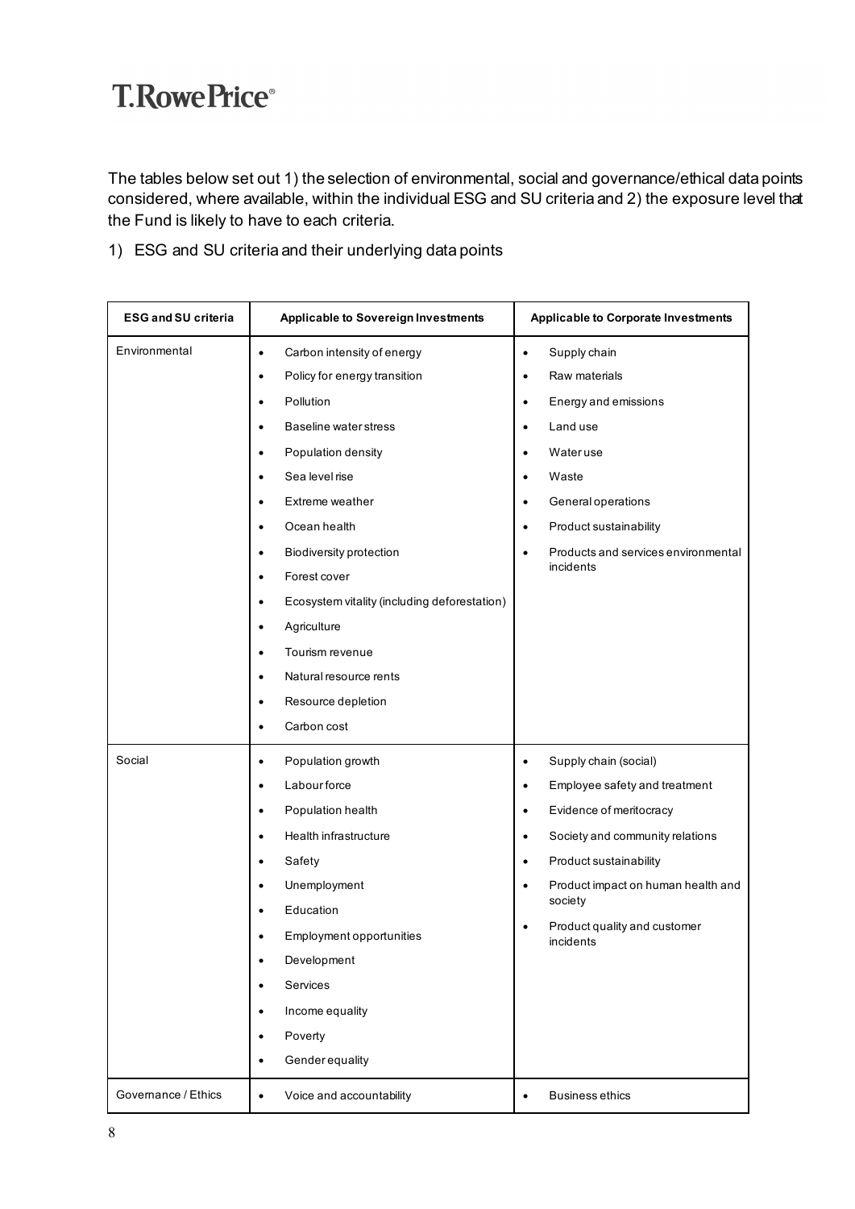The tables below set out 1) the selection of environmental, social and governance/ethical data points considered, where available, within the individual ESG and SU criteria and 2) the exposure level that the Fund is likely to have to each criteria.

1) ESG and SU criteria and their underlying data points

| ESG and SU criteria | Applicable to Sovereign Investments | Applicable to Corporate Investments |
|---|---|---|
| Environmental | • Carbon intensity of energy<br>• Policy for energy transition<br>• Pollution<br>• Baseline water stress<br>• Population density<br>• Sea level rise<br>• Extreme weather<br>• Ocean health<br>• Biodiversity protection<br>• Forest cover<br>• Ecosystem vitality (including deforestation)<br>• Agriculture<br>• Tourism revenue<br>• Natural resource rents<br>• Resource depletion<br>• Carbon cost | • Supply chain<br>• Raw materials<br>• Energy and emissions<br>• Land use<br>• Water use<br>• Waste<br>• General operations<br>• Product sustainability<br>• Products and services environmental incidents |
| Social | • Population growth<br>• Labour force<br>• Population health<br>• Health infrastructure<br>• Safety<br>• Unemployment<br>• Education<br>• Employment opportunities<br>• Development<br>• Services<br>• Income equality<br>• Poverty<br>• Gender equality | • Supply chain (social)<br>• Employee safety and treatment<br>• Evidence of meritocracy<br>• Society and community relations<br>• Product sustainability<br>• Product impact on human health and society<br>• Product quality and customer incidents |
| Governance / Ethics | • Voice and accountability | • Business ethics |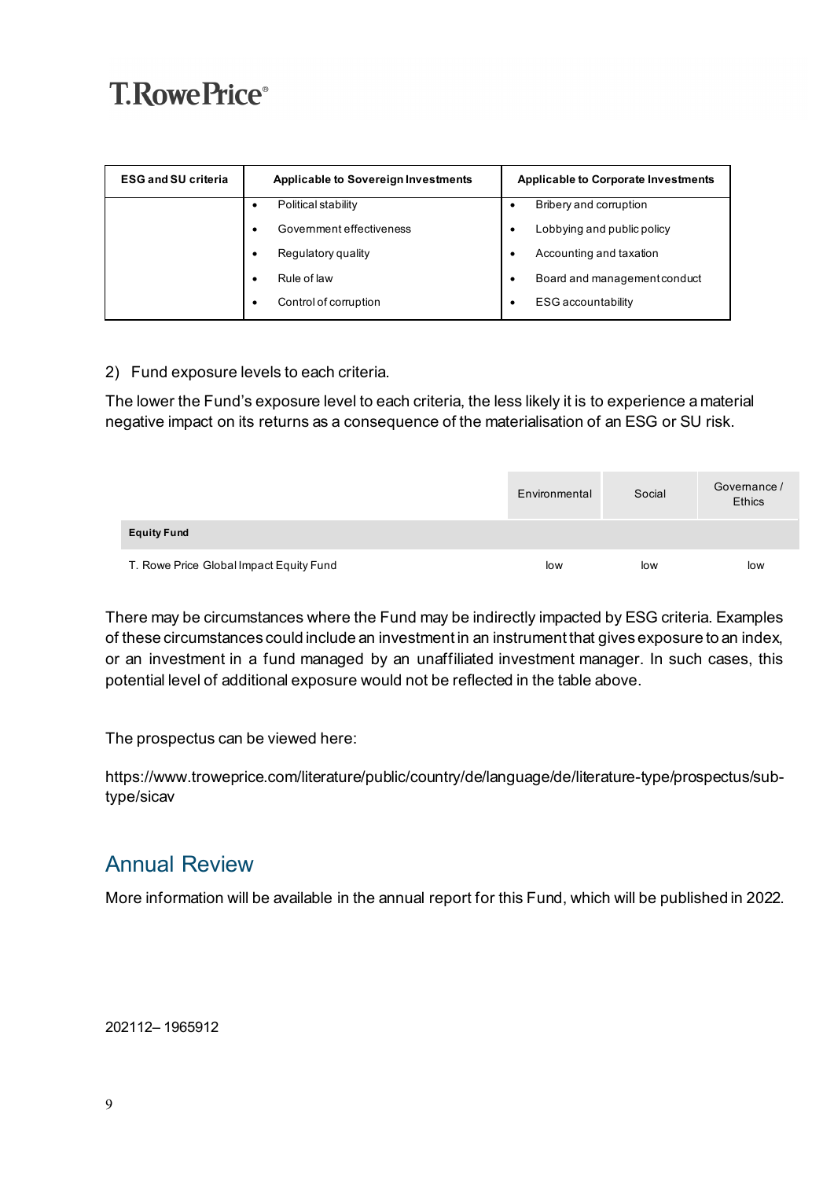| ESG and SU criteria | Applicable to Sovereign Investments | Applicable to Corporate Investments |
|---|---|---|
| | • Political stability<br>• Government effectiveness<br>• Regulatory quality<br>• Rule of law<br>• Control of corruption | • Bribery and corruption<br>• Lobbying and public policy<br>• Accounting and taxation<br>• Board and management conduct<br>• ESG accountability |

2) Fund exposure levels to each criteria.

The lower the Fund's exposure level to each criteria, the less likely it is to experience a material negative impact on its returns as a consequence of the materialisation of an ESG or SU risk.

| | Environmental | Social | Governance / Ethics |
|---|---|---|---|
| **Equity Fund** | | | |
| T. Rowe Price Global Impact Equity Fund | low | low | low |

There may be circumstances where the Fund may be indirectly impacted by ESG criteria. Examples of these circumstances could include an investment in an instrument that gives exposure to an index, or an investment in a fund managed by an unaffiliated investment manager. In such cases, this potential level of additional exposure would not be reflected in the table above.

The prospectus can be viewed here:

https://www.troweprice.com/literature/public/country/de/language/de/literature-type/prospectus/sub-type/sicav

## Annual Review

More information will be available in the annual report for this Fund, which will be published in 2022.

202112– 1965912